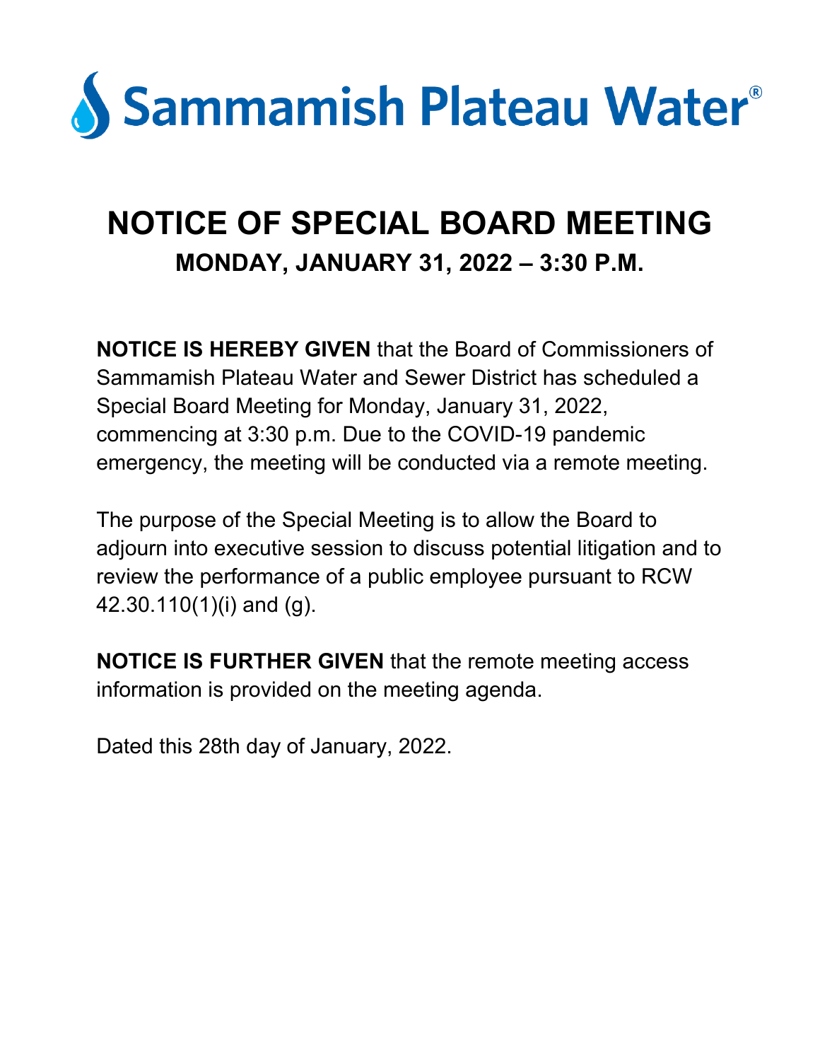Sammamish Plateau Water®

# NOTICE OF SPECIAL BOARD MEETING

## MONDAY, JANUARY 31, 2022 – 3:30 P.M.

**NOTICE IS HEREBY GIVEN** that the Board of Commissioners of Sammamish Plateau Water and Sewer District has scheduled a Special Board Meeting for Monday, January 31, 2022, commencing at 3:30 p.m. Due to the COVID-19 pandemic emergency, the meeting will be conducted via a remote meeting.

The purpose of the Special Meeting is to allow the Board to adjourn into executive session to discuss potential litigation and to review the performance of a public employee pursuant to RCW 42.30.110(1)(i) and (g).

**NOTICE IS FURTHER GIVEN** that the remote meeting access information is provided on the meeting agenda.

Dated this 28th day of January, 2022.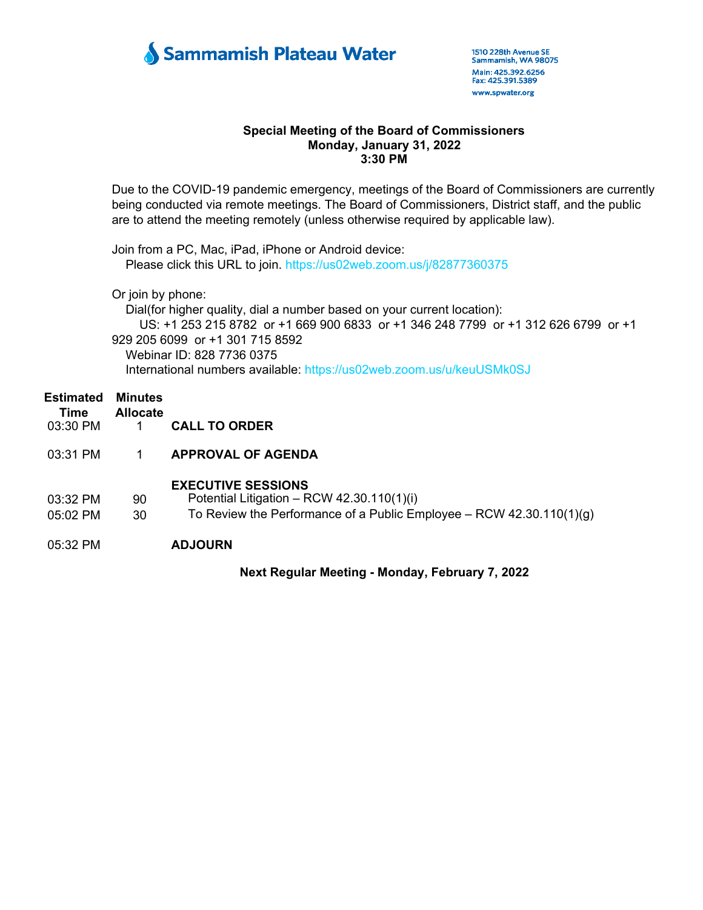**Sammamish Plateau Water**

1510 228th Avenue SE
Sammamish, WA 98075
Main: 425.392.6256
Fax: 425.391.5389
www.spwater.org

**Special Meeting of the Board of Commissioners**
**Monday, January 31, 2022**
**3:30 PM**

Due to the COVID-19 pandemic emergency, meetings of the Board of Commissioners are currently being conducted via remote meetings. The Board of Commissioners, District staff, and the public are to attend the meeting remotely (unless otherwise required by applicable law).

Join from a PC, Mac, iPad, iPhone or Android device:
Please click this URL to join. https://us02web.zoom.us/j/82877360375

Or join by phone:
Dial(for higher quality, dial a number based on your current location):
US: +1 253 215 8782 or +1 669 900 6833 or +1 346 248 7799 or +1 312 626 6799 or +1 929 205 6099 or +1 301 715 8592
Webinar ID: 828 7736 0375
International numbers available: https://us02web.zoom.us/u/keuUSMk0SJ

| Estimated Time | Minutes Allocate | |
|---|---|---|
| 03:30 PM | 1 | **CALL TO ORDER** |
| 03:31 PM | 1 | **APPROVAL OF AGENDA** |
| | | **EXECUTIVE SESSIONS** |
| 03:32 PM | 90 | Potential Litigation – RCW 42.30.110(1)(i) |
| 05:02 PM | 30 | To Review the Performance of a Public Employee – RCW 42.30.110(1)(g) |
| 05:32 PM | | **ADJOURN** |

**Next Regular Meeting - Monday, February 7, 2022**